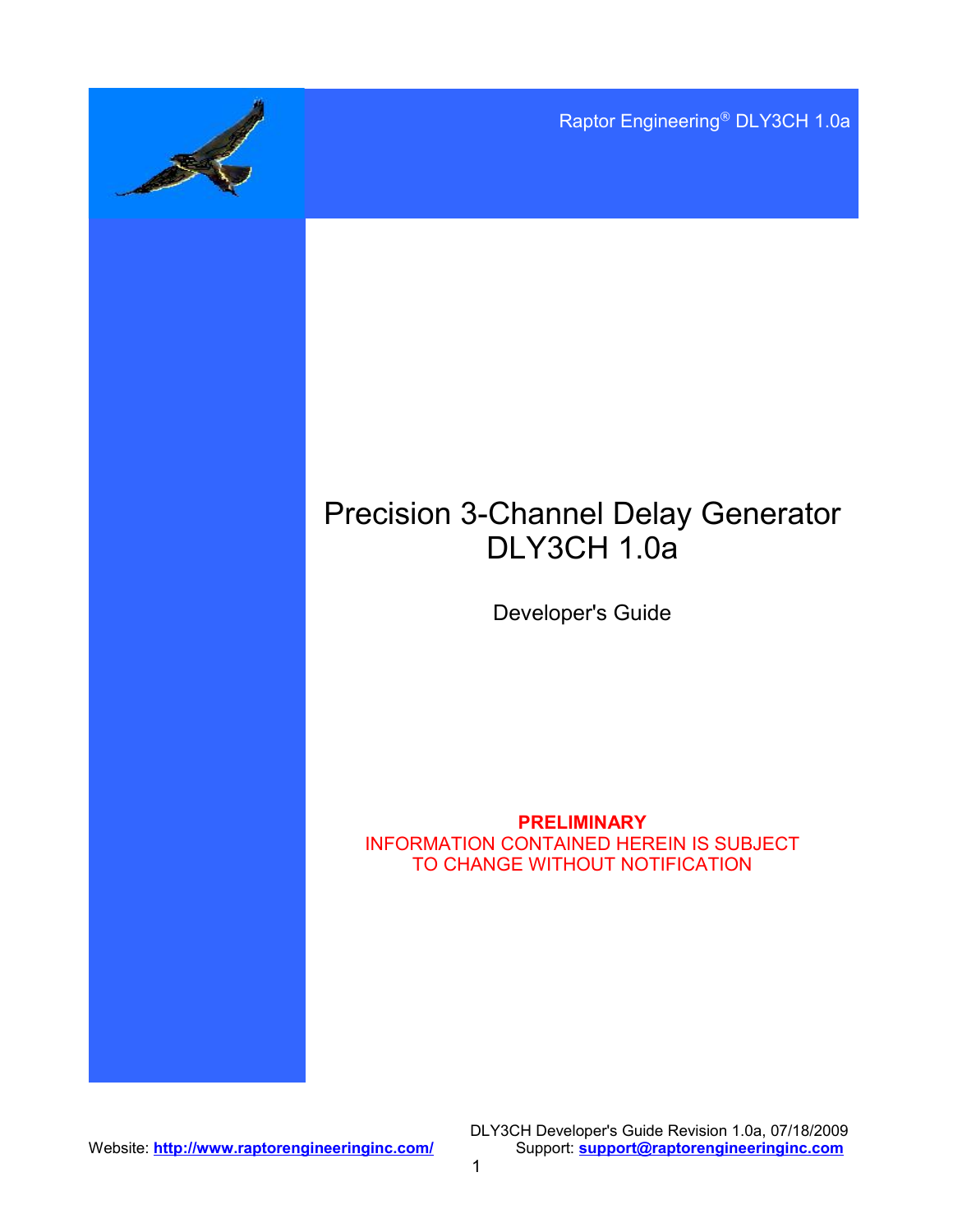Raptor Engineering® DLY3CH 1.0a

# Precision 3-Channel Delay Generator
# DLY3CH 1.0a

## Developer's Guide

**PRELIMINARY**
INFORMATION CONTAINED HEREIN IS SUBJECT TO CHANGE WITHOUT NOTIFICATION

DLY3CH Developer's Guide Revision 1.0a, 07/18/2009

Website: **http://www.raptorengineeringinc.com/**

Support: **support@raptorengineeringinc.com**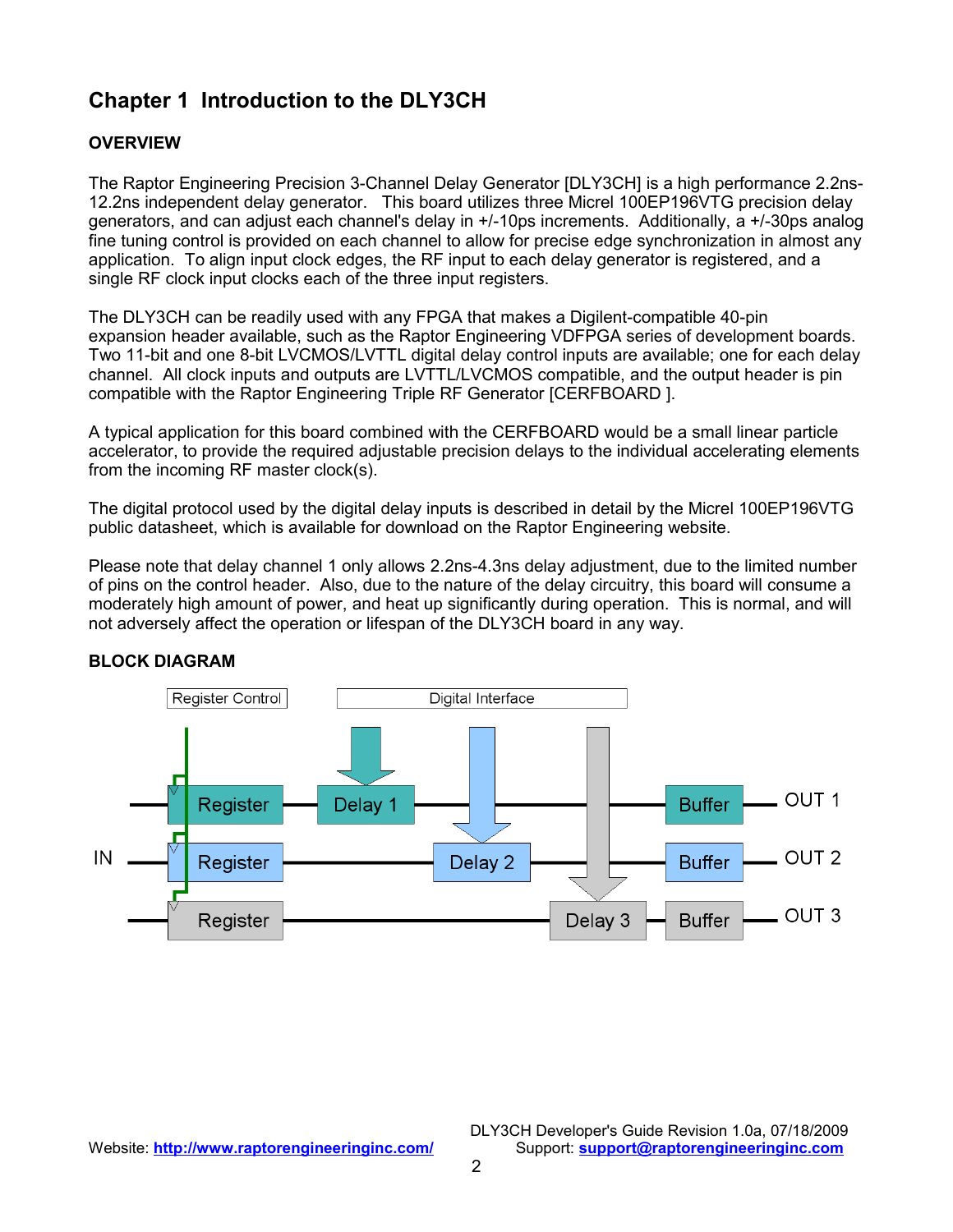# Chapter 1 Introduction to the DLY3CH

## OVERVIEW

The Raptor Engineering Precision 3-Channel Delay Generator [DLY3CH] is a high performance 2.2ns-12.2ns independent delay generator. This board utilizes three Micrel 100EP196VTG precision delay generators, and can adjust each channel's delay in +/-10ps increments. Additionally, a +/-30ps analog fine tuning control is provided on each channel to allow for precise edge synchronization in almost any application. To align input clock edges, the RF input to each delay generator is registered, and a single RF clock input clocks each of the three input registers.

The DLY3CH can be readily used with any FPGA that makes a Digilent-compatible 40-pin expansion header available, such as the Raptor Engineering VDFPGA series of development boards. Two 11-bit and one 8-bit LVCMOS/LVTTL digital delay control inputs are available; one for each delay channel. All clock inputs and outputs are LVTTL/LVCMOS compatible, and the output header is pin compatible with the Raptor Engineering Triple RF Generator [CERFBOARD ].

A typical application for this board combined with the CERFBOARD would be a small linear particle accelerator, to provide the required adjustable precision delays to the individual accelerating elements from the incoming RF master clock(s).

The digital protocol used by the digital delay inputs is described in detail by the Micrel 100EP196VTG public datasheet, which is available for download on the Raptor Engineering website.

Please note that delay channel 1 only allows 2.2ns-4.3ns delay adjustment, due to the limited number of pins on the control header. Also, due to the nature of the delay circuitry, this board will consume a moderately high amount of power, and heat up significantly during operation. This is normal, and will not adversely affect the operation or lifespan of the DLY3CH board in any way.

## BLOCK DIAGRAM

Register Control | Digital Interface

IN → Register → Delay 1 → Buffer → OUT 1

IN → Register → Delay 2 → Buffer → OUT 2

IN → Register → Delay 3 → Buffer → OUT 3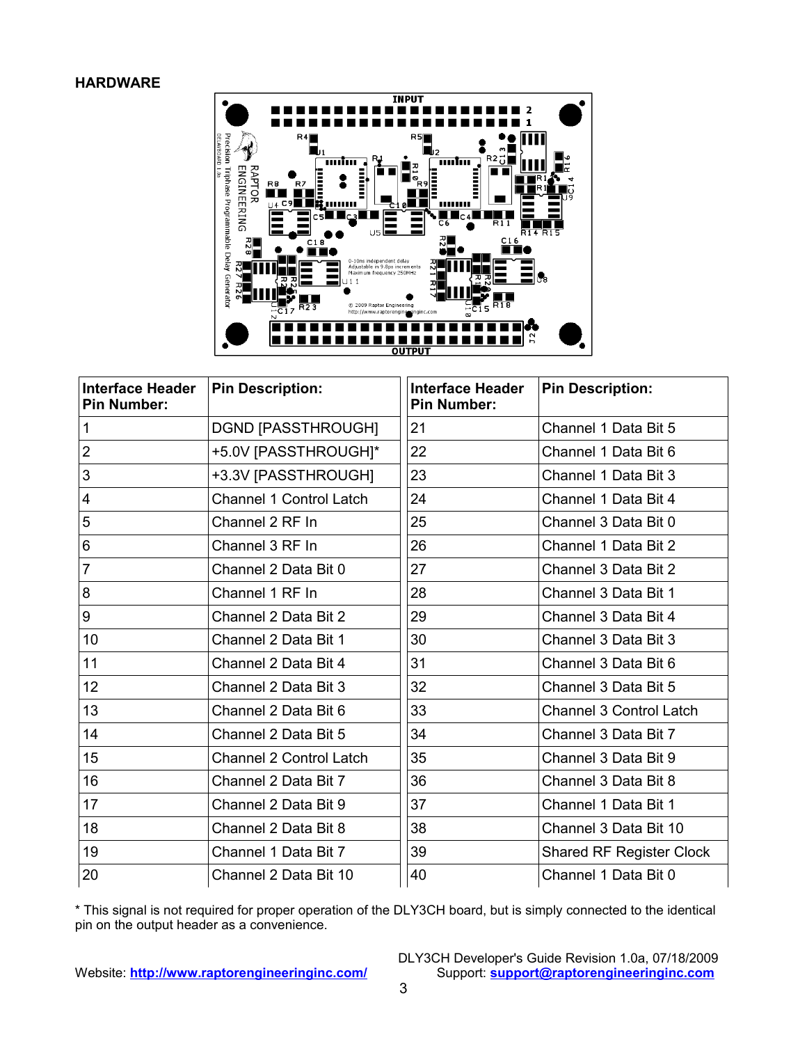## HARDWARE

| Interface Header Pin Number: | Pin Description: | Interface Header Pin Number: | Pin Description: |
|---|---|---|---|
| 1 | DGND [PASSTHROUGH] | 21 | Channel 1 Data Bit 5 |
| 2 | +5.0V [PASSTHROUGH]* | 22 | Channel 1 Data Bit 6 |
| 3 | +3.3V [PASSTHROUGH] | 23 | Channel 1 Data Bit 3 |
| 4 | Channel 1 Control Latch | 24 | Channel 1 Data Bit 4 |
| 5 | Channel 2 RF In | 25 | Channel 3 Data Bit 0 |
| 6 | Channel 3 RF In | 26 | Channel 1 Data Bit 2 |
| 7 | Channel 2 Data Bit 0 | 27 | Channel 3 Data Bit 2 |
| 8 | Channel 1 RF In | 28 | Channel 3 Data Bit 1 |
| 9 | Channel 2 Data Bit 2 | 29 | Channel 3 Data Bit 4 |
| 10 | Channel 2 Data Bit 1 | 30 | Channel 3 Data Bit 3 |
| 11 | Channel 2 Data Bit 4 | 31 | Channel 3 Data Bit 6 |
| 12 | Channel 2 Data Bit 3 | 32 | Channel 3 Data Bit 5 |
| 13 | Channel 2 Data Bit 6 | 33 | Channel 3 Control Latch |
| 14 | Channel 2 Data Bit 5 | 34 | Channel 3 Data Bit 7 |
| 15 | Channel 2 Control Latch | 35 | Channel 3 Data Bit 9 |
| 16 | Channel 2 Data Bit 7 | 36 | Channel 3 Data Bit 8 |
| 17 | Channel 2 Data Bit 9 | 37 | Channel 1 Data Bit 1 |
| 18 | Channel 2 Data Bit 8 | 38 | Channel 3 Data Bit 10 |
| 19 | Channel 1 Data Bit 7 | 39 | Shared RF Register Clock |
| 20 | Channel 2 Data Bit 10 | 40 | Channel 1 Data Bit 0 |

* This signal is not required for proper operation of the DLY3CH board, but is simply connected to the identical pin on the output header as a convenience.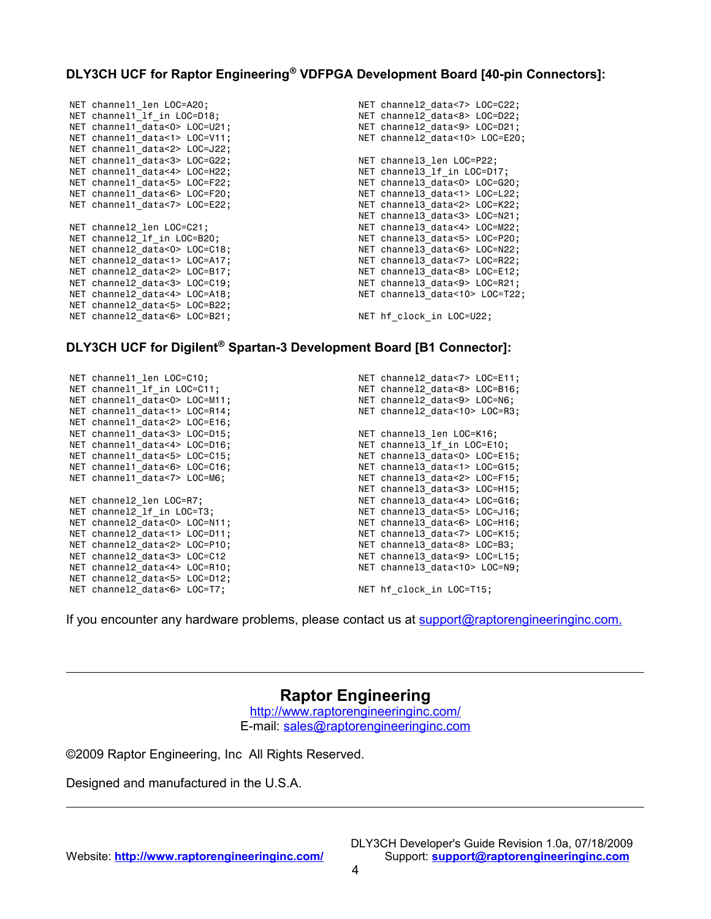### DLY3CH UCF for Raptor Engineering® VDFPGA Development Board [40-pin Connectors]:

```
NET channel1_len LOC=A20;
NET channel1_lf_in LOC=D18;
NET channel1_data<0> LOC=U21;
NET channel1_data<1> LOC=V11;
NET channel1_data<2> LOC=J22;
NET channel1_data<3> LOC=G22;
NET channel1_data<4> LOC=H22;
NET channel1_data<5> LOC=F22;
NET channel1_data<6> LOC=F20;
NET channel1_data<7> LOC=E22;

NET channel2_len LOC=C21;
NET channel2_lf_in LOC=B20;
NET channel2_data<0> LOC=C18;
NET channel2_data<1> LOC=A17;
NET channel2_data<2> LOC=B17;
NET channel2_data<3> LOC=C19;
NET channel2_data<4> LOC=A18;
NET channel2_data<5> LOC=B22;
NET channel2_data<6> LOC=B21;
NET channel2_data<7> LOC=C22;
NET channel2_data<8> LOC=D22;
NET channel2_data<9> LOC=D21;
NET channel2_data<10> LOC=E20;

NET channel3_len LOC=P22;
NET channel3_lf_in LOC=D17;
NET channel3_data<0> LOC=G20;
NET channel3_data<1> LOC=L22;
NET channel3_data<2> LOC=K22;
NET channel3_data<3> LOC=N21;
NET channel3_data<4> LOC=M22;
NET channel3_data<5> LOC=P20;
NET channel3_data<6> LOC=N22;
NET channel3_data<7> LOC=R22;
NET channel3_data<8> LOC=E12;
NET channel3_data<9> LOC=R21;
NET channel3_data<10> LOC=T22;

NET hf_clock_in LOC=U22;
```

### DLY3CH UCF for Digilent® Spartan-3 Development Board [B1 Connector]:

```
NET channel1_len LOC=C10;
NET channel1_lf_in LOC=C11;
NET channel1_data<0> LOC=M11;
NET channel1_data<1> LOC=R14;
NET channel1_data<2> LOC=E16;
NET channel1_data<3> LOC=D15;
NET channel1_data<4> LOC=D16;
NET channel1_data<5> LOC=C15;
NET channel1_data<6> LOC=C16;
NET channel1_data<7> LOC=M6;

NET channel2_len LOC=R7;
NET channel2_lf_in LOC=T3;
NET channel2_data<0> LOC=N11;
NET channel2_data<1> LOC=D11;
NET channel2_data<2> LOC=P10;
NET channel2_data<3> LOC=C12
NET channel2_data<4> LOC=R10;
NET channel2_data<5> LOC=D12;
NET channel2_data<6> LOC=T7;
NET channel2_data<7> LOC=E11;
NET channel2_data<8> LOC=B16;
NET channel2_data<9> LOC=N6;
NET channel2_data<10> LOC=R3;

NET channel3_len LOC=K16;
NET channel3_lf_in LOC=E10;
NET channel3_data<0> LOC=E15;
NET channel3_data<1> LOC=G15;
NET channel3_data<2> LOC=F15;
NET channel3_data<3> LOC=H15;
NET channel3_data<4> LOC=G16;
NET channel3_data<5> LOC=J16;
NET channel3_data<6> LOC=H16;
NET channel3_data<7> LOC=K15;
NET channel3_data<8> LOC=B3;
NET channel3_data<9> LOC=L15;
NET channel3_data<10> LOC=N9;

NET hf_clock_in LOC=T15;
```

If you encounter any hardware problems, please contact us at support@raptorengineeringinc.com.

---

## Raptor Engineering

http://www.raptorengineeringinc.com/
E-mail: sales@raptorengineeringinc.com

©2009 Raptor Engineering, Inc All Rights Reserved.

Designed and manufactured in the U.S.A.

---